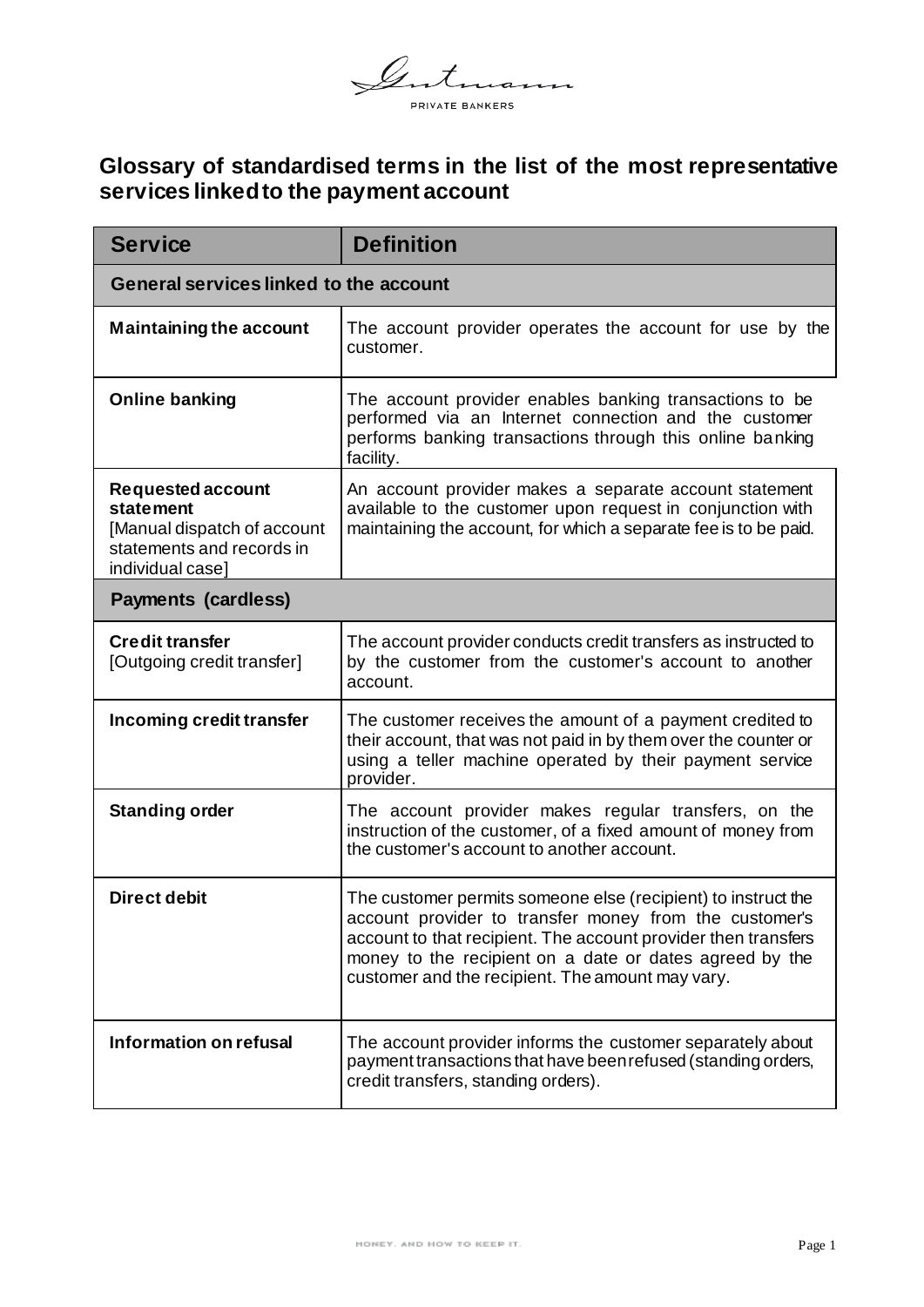Gutmann

PRIVATE BANKERS

# Glossary of standardised terms in the list of the most representative services linked to the payment account

| Service | Definition |
| --- | --- |
| **General services linked to the account** | |
| **Maintaining the account** | The account provider operates the account for use by the customer. |
| **Online banking** | The account provider enables banking transactions to be performed via an Internet connection and the customer performs banking transactions through this online banking facility. |
| **Requested account statement** [Manual dispatch of account statements and records in individual case] | An account provider makes a separate account statement available to the customer upon request in conjunction with maintaining the account, for which a separate fee is to be paid. |
| **Payments (cardless)** | |
| **Credit transfer** [Outgoing credit transfer] | The account provider conducts credit transfers as instructed to by the customer from the customer's account to another account. |
| **Incoming credit transfer** | The customer receives the amount of a payment credited to their account, that was not paid in by them over the counter or using a teller machine operated by their payment service provider. |
| **Standing order** | The account provider makes regular transfers, on the instruction of the customer, of a fixed amount of money from the customer's account to another account. |
| **Direct debit** | The customer permits someone else (recipient) to instruct the account provider to transfer money from the customer's account to that recipient. The account provider then transfers money to the recipient on a date or dates agreed by the customer and the recipient. The amount may vary. |
| **Information on refusal** | The account provider informs the customer separately about payment transactions that have been refused (standing orders, credit transfers, standing orders). |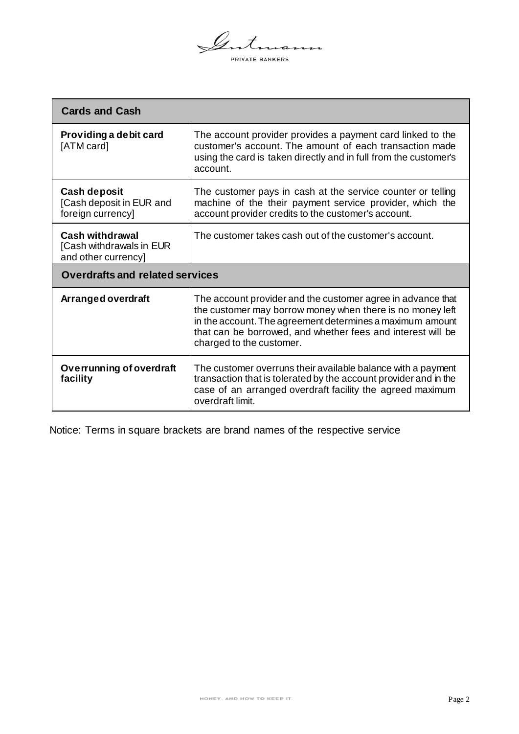| Cards and Cash | |
|---|---|
| **Providing a debit card** [ATM card] | The account provider provides a payment card linked to the customer's account. The amount of each transaction made using the card is taken directly and in full from the customer's account. |
| **Cash deposit** [Cash deposit in EUR and foreign currency] | The customer pays in cash at the service counter or telling machine of the their payment service provider, which the account provider credits to the customer's account. |
| **Cash withdrawal** [Cash withdrawals in EUR and other currency] | The customer takes cash out of the customer's account. |
| **Overdrafts and related services** | |
| **Arranged overdraft** | The account provider and the customer agree in advance that the customer may borrow money when there is no money left in the account. The agreement determines a maximum amount that can be borrowed, and whether fees and interest will be charged to the customer. |
| **Overrunning of overdraft facility** | The customer overruns their available balance with a payment transaction that is tolerated by the account provider and in the case of an arranged overdraft facility the agreed maximum overdraft limit. |

Notice: Terms in square brackets are brand names of the respective service